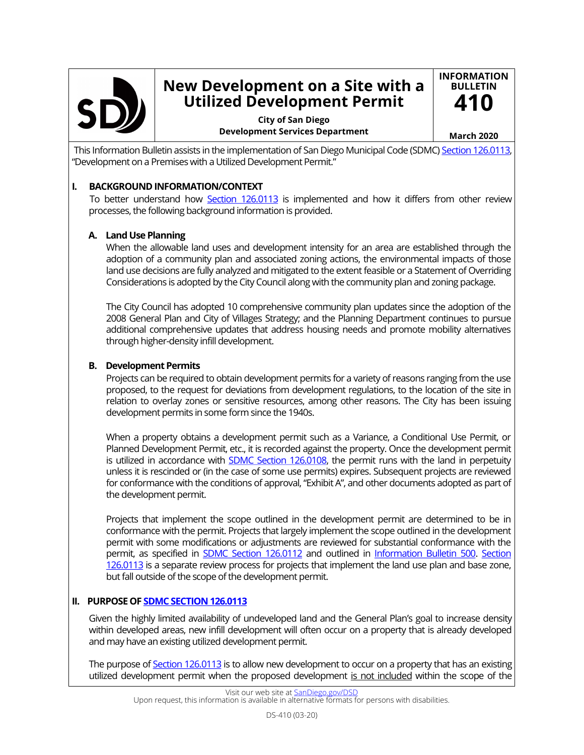# New Development on a Site with a Utilized Development Permit

**City of San Diego**
**Development Services Department**

**INFORMATION BULLETIN 410**

**March 2020**

This Information Bulletin assists in the implementation of San Diego Municipal Code (SDMC) Section 126.0113, "Development on a Premises with a Utilized Development Permit."

## I. BACKGROUND INFORMATION/CONTEXT

To better understand how Section 126.0113 is implemented and how it differs from other review processes, the following background information is provided.

### A. Land Use Planning

When the allowable land uses and development intensity for an area are established through the adoption of a community plan and associated zoning actions, the environmental impacts of those land use decisions are fully analyzed and mitigated to the extent feasible or a Statement of Overriding Considerations is adopted by the City Council along with the community plan and zoning package.

The City Council has adopted 10 comprehensive community plan updates since the adoption of the 2008 General Plan and City of Villages Strategy; and the Planning Department continues to pursue additional comprehensive updates that address housing needs and promote mobility alternatives through higher-density infill development.

### B. Development Permits

Projects can be required to obtain development permits for a variety of reasons ranging from the use proposed, to the request for deviations from development regulations, to the location of the site in relation to overlay zones or sensitive resources, among other reasons. The City has been issuing development permits in some form since the 1940s.

When a property obtains a development permit such as a Variance, a Conditional Use Permit, or Planned Development Permit, etc., it is recorded against the property. Once the development permit is utilized in accordance with SDMC Section 126.0108, the permit runs with the land in perpetuity unless it is rescinded or (in the case of some use permits) expires. Subsequent projects are reviewed for conformance with the conditions of approval, "Exhibit A", and other documents adopted as part of the development permit.

Projects that implement the scope outlined in the development permit are determined to be in conformance with the permit. Projects that largely implement the scope outlined in the development permit with some modifications or adjustments are reviewed for substantial conformance with the permit, as specified in SDMC Section 126.0112 and outlined in Information Bulletin 500. Section 126.0113 is a separate review process for projects that implement the land use plan and base zone, but fall outside of the scope of the development permit.

## II. PURPOSE OF SDMC SECTION 126.0113

Given the highly limited availability of undeveloped land and the General Plan's goal to increase density within developed areas, new infill development will often occur on a property that is already developed and may have an existing utilized development permit.

The purpose of Section 126.0113 is to allow new development to occur on a property that has an existing utilized development permit when the proposed development <u>is not included</u> within the scope of the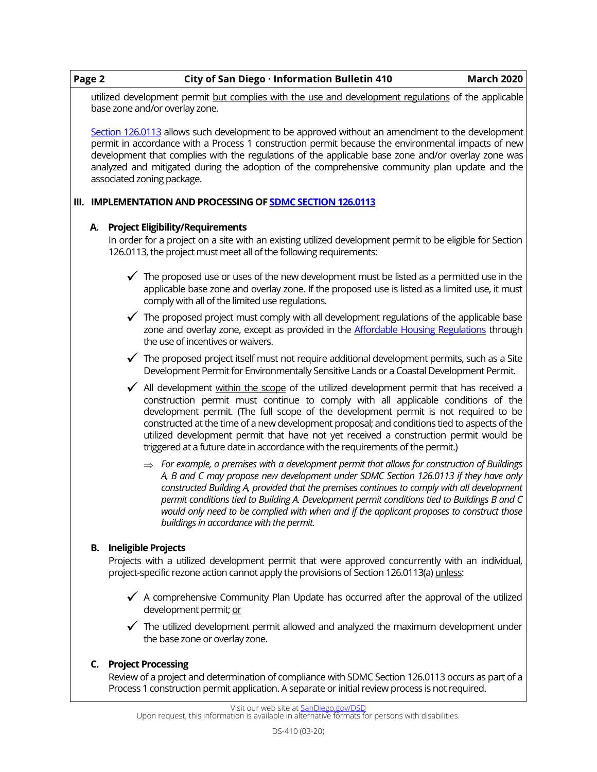utilized development permit <u>but complies with the use and development regulations</u> of the applicable base zone and/or overlay zone.

[Section 126.0113](https://) allows such development to be approved without an amendment to the development permit in accordance with a Process 1 construction permit because the environmental impacts of new development that complies with the regulations of the applicable base zone and/or overlay zone was analyzed and mitigated during the adoption of the comprehensive community plan update and the associated zoning package.

## III. IMPLEMENTATION AND PROCESSING OF SDMC SECTION 126.0113

### A. Project Eligibility/Requirements

In order for a project on a site with an existing utilized development permit to be eligible for Section 126.0113, the project must meet all of the following requirements:

- ✓ The proposed use or uses of the new development must be listed as a permitted use in the applicable base zone and overlay zone. If the proposed use is listed as a limited use, it must comply with all of the limited use regulations.
- ✓ The proposed project must comply with all development regulations of the applicable base zone and overlay zone, except as provided in the Affordable Housing Regulations through the use of incentives or waivers.
- ✓ The proposed project itself must not require additional development permits, such as a Site Development Permit for Environmentally Sensitive Lands or a Coastal Development Permit.
- ✓ All development <u>within the scope</u> of the utilized development permit that has received a construction permit must continue to comply with all applicable conditions of the development permit. (The full scope of the development permit is not required to be constructed at the time of a new development proposal; and conditions tied to aspects of the utilized development permit that have not yet received a construction permit would be triggered at a future date in accordance with the requirements of the permit.)
  - ⇒ *For example, a premises with a development permit that allows for construction of Buildings A, B and C may propose new development under SDMC Section 126.0113 if they have only constructed Building A, provided that the premises continues to comply with all development permit conditions tied to Building A. Development permit conditions tied to Buildings B and C would only need to be complied with when and if the applicant proposes to construct those buildings in accordance with the permit.*

### B. Ineligible Projects

Projects with a utilized development permit that were approved concurrently with an individual, project-specific rezone action cannot apply the provisions of Section 126.0113(a) <u>unless</u>:

- ✓ A comprehensive Community Plan Update has occurred after the approval of the utilized development permit; <u>or</u>
- ✓ The utilized development permit allowed and analyzed the maximum development under the base zone or overlay zone.

### C. Project Processing

Review of a project and determination of compliance with SDMC Section 126.0113 occurs as part of a Process 1 construction permit application. A separate or initial review process is not required.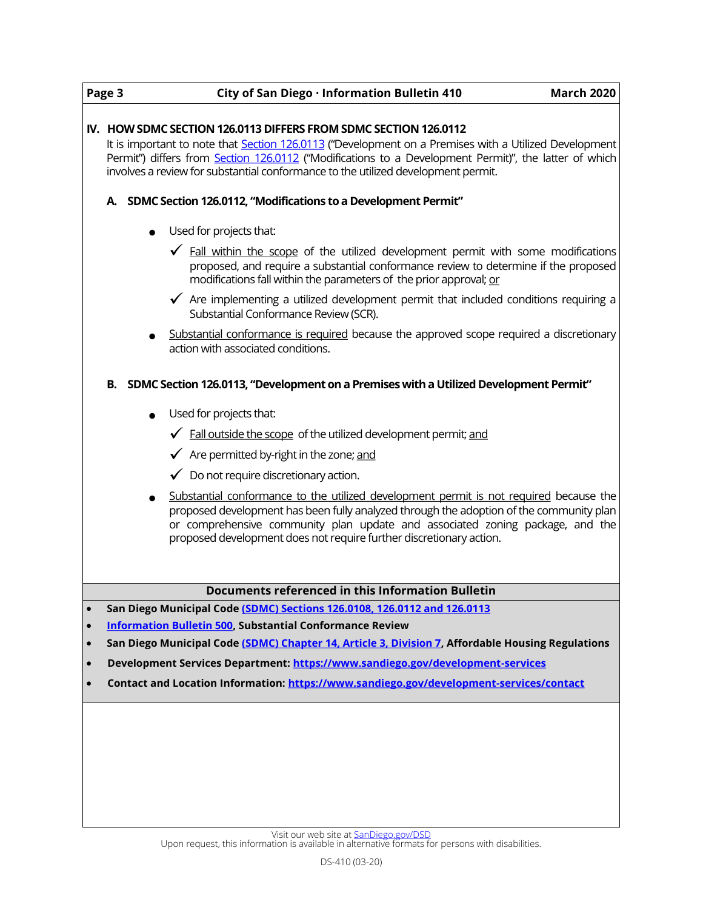## IV. HOW SDMC SECTION 126.0113 DIFFERS FROM SDMC SECTION 126.0112

It is important to note that Section 126.0113 ("Development on a Premises with a Utilized Development Permit") differs from Section 126.0112 ("Modifications to a Development Permit)", the latter of which involves a review for substantial conformance to the utilized development permit.

### A. SDMC Section 126.0112, "Modifications to a Development Permit"

- Used for projects that:
  - ✓ Fall within the scope of the utilized development permit with some modifications proposed, and require a substantial conformance review to determine if the proposed modifications fall within the parameters of the prior approval; or
  - ✓ Are implementing a utilized development permit that included conditions requiring a Substantial Conformance Review (SCR).
- Substantial conformance is required because the approved scope required a discretionary action with associated conditions.

### B. SDMC Section 126.0113, "Development on a Premises with a Utilized Development Permit"

- Used for projects that:
  - ✓ Fall outside the scope of the utilized development permit; and
  - ✓ Are permitted by-right in the zone; and
  - ✓ Do not require discretionary action.
- Substantial conformance to the utilized development permit is not required because the proposed development has been fully analyzed through the adoption of the community plan or comprehensive community plan update and associated zoning package, and the proposed development does not require further discretionary action.

**Documents referenced in this Information Bulletin**

- **San Diego Municipal Code (SDMC) Sections 126.0108, 126.0112 and 126.0113**
- **Information Bulletin 500, Substantial Conformance Review**
- **San Diego Municipal Code (SDMC) Chapter 14, Article 3, Division 7, Affordable Housing Regulations**
- **Development Services Department: https://www.sandiego.gov/development-services**
- **Contact and Location Information: https://www.sandiego.gov/development-services/contact**

Visit our web site at SanDiego.gov/DSD
Upon request, this information is available in alternative formats for persons with disabilities.

DS-410 (03-20)